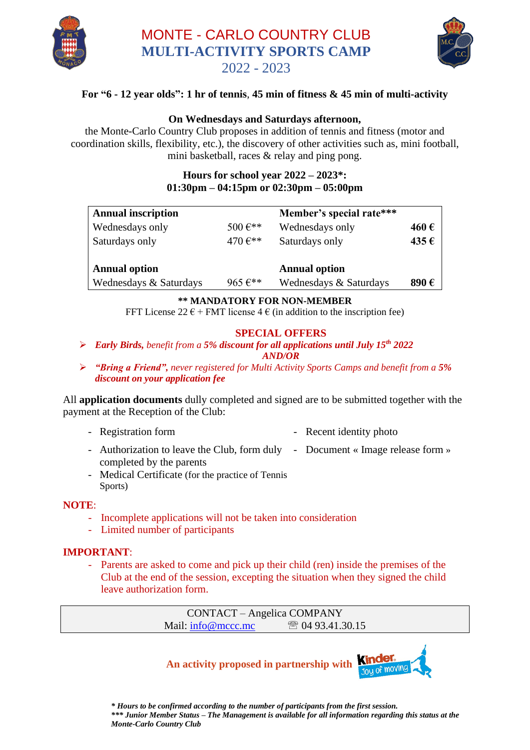# MONTE - CARLO COUNTRY CLUB
# MULTI-ACTIVITY SPORTS CAMP
## 2022 - 2023

**For "6 - 12 year olds": 1 hr of tennis, 45 min of fitness & 45 min of multi-activity**

**On Wednesdays and Saturdays afternoon,**
the Monte-Carlo Country Club proposes in addition of tennis and fitness (motor and coordination skills, flexibility, etc.), the discovery of other activities such as, mini football, mini basketball, races & relay and ping pong.

**Hours for school year 2022 – 2023*:**
**01:30pm – 04:15pm or 02:30pm – 05:00pm**

| **Annual inscription** | | **Member's special rate*** ** | |
|---|---|---|---|
| Wednesdays only | 500 €** | Wednesdays only | **460 €** |
| Saturdays only | 470 €** | Saturdays only | **435 €** |
| **Annual option** | | **Annual option** | |
| Wednesdays & Saturdays | 965 €** | Wednesdays & Saturdays | **890 €** |

**** MANDATORY FOR NON-MEMBER**
FFT License 22 € + FMT license 4 € (in addition to the inscription fee)

**SPECIAL OFFERS**

- ***Early Birds,*** *benefit from a* ***5% discount for all applications until July 15th 2022***
  ***AND/OR***
- ***"Bring a Friend",*** *never registered for Multi Activity Sports Camps and benefit from a* ***5% discount on your application fee***

All **application documents** dully completed and signed are to be submitted together with the payment at the Reception of the Club:

- Registration form
- Authorization to leave the Club, form duly completed by the parents
- Medical Certificate (for the practice of Tennis Sports)
- Recent identity photo
- Document « Image release form »

**NOTE**:
- Incomplete applications will not be taken into consideration
- Limited number of participants

**IMPORTANT**:
- Parents are asked to come and pick up their child (ren) inside the premises of the Club at the end of the session, excepting the situation when they signed the child leave authorization form.

CONTACT – Angelica COMPANY
Mail: info@mccc.mc ☎ 04 93.41.30.15

**An activity proposed in partnership with** Kinder Joy of moving

****Hours to be confirmed according to the number of participants from the first session.***
****** Junior Member Status – The Management is available for all information regarding this status at the Monte-Carlo Country Club***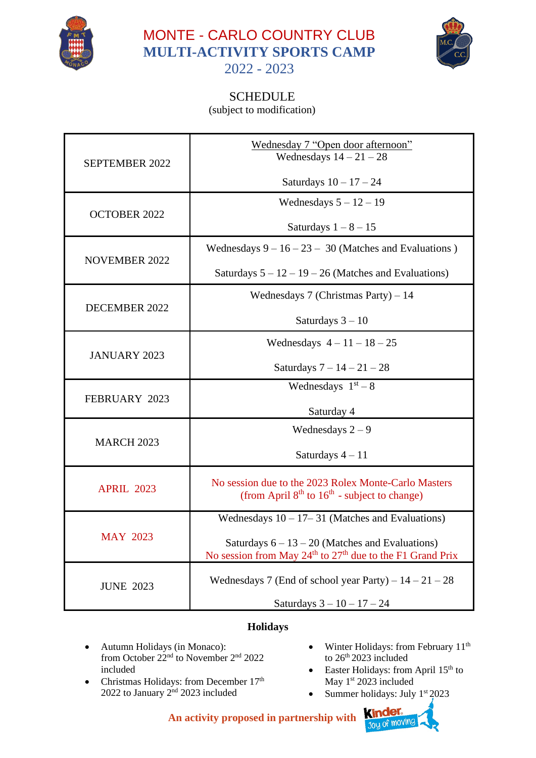# MONTE - CARLO COUNTRY CLUB

# MULTI-ACTIVITY SPORTS CAMP

## 2022 - 2023

### SCHEDULE

(subject to modification)

| | |
|---|---|
| SEPTEMBER 2022 | Wednesday 7 "Open door afternoon"<br>Wednesdays 14 – 21 – 28<br><br>Saturdays 10 – 17 – 24 |
| OCTOBER 2022 | Wednesdays 5 – 12 – 19<br><br>Saturdays 1 – 8 – 15 |
| NOVEMBER 2022 | Wednesdays 9 – 16 – 23 – 30 (Matches and Evaluations )<br><br>Saturdays 5 – 12 – 19 – 26 (Matches and Evaluations) |
| DECEMBER 2022 | Wednesdays 7 (Christmas Party) – 14<br><br>Saturdays 3 – 10 |
| JANUARY 2023 | Wednesdays 4 – 11 – 18 – 25<br><br>Saturdays 7 – 14 – 21 – 28 |
| FEBRUARY 2023 | Wednesdays 1st – 8<br><br>Saturday 4 |
| MARCH 2023 | Wednesdays 2 – 9<br><br>Saturdays 4 – 11 |
| APRIL 2023 | No session due to the 2023 Rolex Monte-Carlo Masters (from April 8th to 16th - subject to change) |
| MAY 2023 | Wednesdays 10 – 17– 31 (Matches and Evaluations)<br><br>Saturdays 6 – 13 – 20 (Matches and Evaluations)<br>No session from May 24th to 27th due to the F1 Grand Prix |
| JUNE 2023 | Wednesdays 7 (End of school year Party) – 14 – 21 – 28<br><br>Saturdays 3 – 10 – 17 – 24 |

**Holidays**

- Autumn Holidays (in Monaco): from October 22nd to November 2nd 2022 included
- Christmas Holidays: from December 17th 2022 to January 2nd 2023 included
- Winter Holidays: from February 11th to 26th 2023 included
- Easter Holidays: from April 15th to May 1st 2023 included
- Summer holidays: July 1st 2023

**An activity proposed in partnership with** Kinder Joy of moving